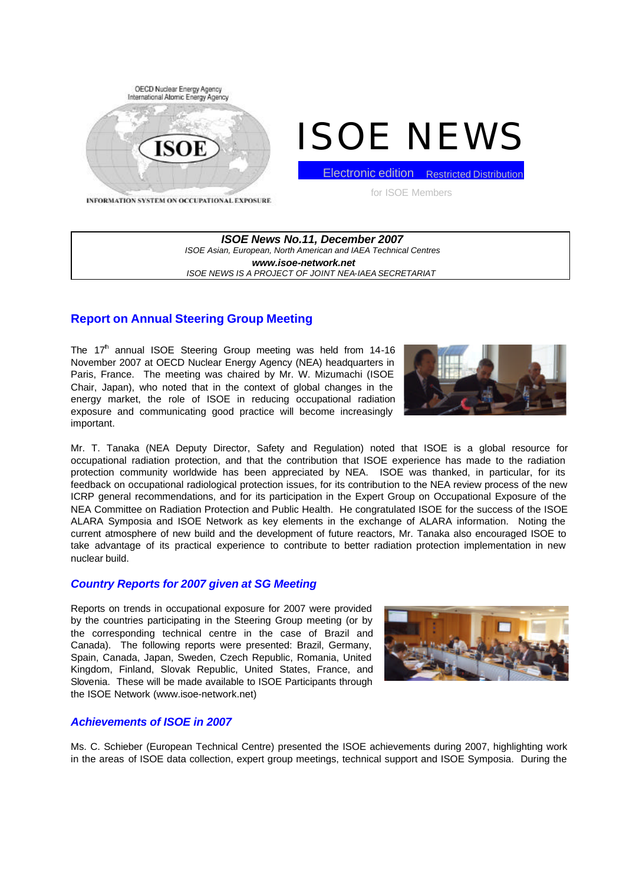OECD Nuclear Energy Agency
International Atomic Energy Agency

ISOE

INFORMATION SYSTEM ON OCCUPATIONAL EXPOSURE

# ISOE NEWS

Electronic edition Restricted Distribution

for ISOE Members

**_ISOE News No.11, December 2007_**
_ISOE Asian, European, North American and IAEA Technical Centres_
**_www.isoe-network.net_**
_ISOE NEWS IS A PROJECT OF JOINT NEA-IAEA SECRETARIAT_

## Report on Annual Steering Group Meeting

The 17th annual ISOE Steering Group meeting was held from 14-16 November 2007 at OECD Nuclear Energy Agency (NEA) headquarters in Paris, France. The meeting was chaired by Mr. W. Mizumachi (ISOE Chair, Japan), who noted that in the context of global changes in the energy market, the role of ISOE in reducing occupational radiation exposure and communicating good practice will become increasingly important.

Mr. T. Tanaka (NEA Deputy Director, Safety and Regulation) noted that ISOE is a global resource for occupational radiation protection, and that the contribution that ISOE experience has made to the radiation protection community worldwide has been appreciated by NEA. ISOE was thanked, in particular, for its feedback on occupational radiological protection issues, for its contribution to the NEA review process of the new ICRP general recommendations, and for its participation in the Expert Group on Occupational Exposure of the NEA Committee on Radiation Protection and Public Health. He congratulated ISOE for the success of the ISOE ALARA Symposia and ISOE Network as key elements in the exchange of ALARA information. Noting the current atmosphere of new build and the development of future reactors, Mr. Tanaka also encouraged ISOE to take advantage of its practical experience to contribute to better radiation protection implementation in new nuclear build.

### _Country Reports for 2007 given at SG Meeting_

Reports on trends in occupational exposure for 2007 were provided by the countries participating in the Steering Group meeting (or by the corresponding technical centre in the case of Brazil and Canada). The following reports were presented: Brazil, Germany, Spain, Canada, Japan, Sweden, Czech Republic, Romania, United Kingdom, Finland, Slovak Republic, United States, France, and Slovenia. These will be made available to ISOE Participants through the ISOE Network (www.isoe-network.net)

### _Achievements of ISOE in 2007_

Ms. C. Schieber (European Technical Centre) presented the ISOE achievements during 2007, highlighting work in the areas of ISOE data collection, expert group meetings, technical support and ISOE Symposia. During the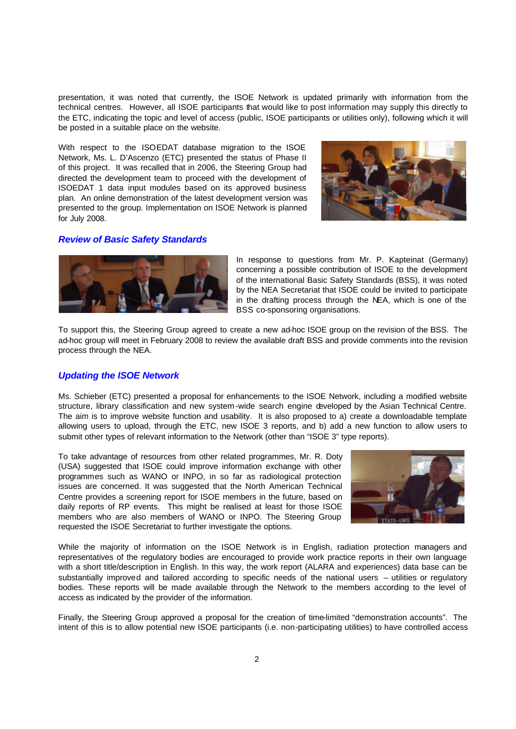presentation, it was noted that currently, the ISOE Network is updated primarily with information from the technical centres. However, all ISOE participants that would like to post information may supply this directly to the ETC, indicating the topic and level of access (public, ISOE participants or utilities only), following which it will be posted in a suitable place on the website.

With respect to the ISOEDAT database migration to the ISOE Network, Ms. L. D'Ascenzo (ETC) presented the status of Phase II of this project. It was recalled that in 2006, the Steering Group had directed the development team to proceed with the development of ISOEDAT 1 data input modules based on its approved business plan. An online demonstration of the latest development version was presented to the group. Implementation on ISOE Network is planned for July 2008.

### *Review of Basic Safety Standards*

In response to questions from Mr. P. Kapteinat (Germany) concerning a possible contribution of ISOE to the development of the international Basic Safety Standards (BSS), it was noted by the NEA Secretariat that ISOE could be invited to participate in the drafting process through the NEA, which is one of the BSS co-sponsoring organisations.

To support this, the Steering Group agreed to create a new ad-hoc ISOE group on the revision of the BSS. The ad-hoc group will meet in February 2008 to review the available draft BSS and provide comments into the revision process through the NEA.

### *Updating the ISOE Network*

Ms. Schieber (ETC) presented a proposal for enhancements to the ISOE Network, including a modified website structure, library classification and new system-wide search engine developed by the Asian Technical Centre. The aim is to improve website function and usability. It is also proposed to a) create a downloadable template allowing users to upload, through the ETC, new ISOE 3 reports, and b) add a new function to allow users to submit other types of relevant information to the Network (other than "ISOE 3" type reports).

To take advantage of resources from other related programmes, Mr. R. Doty (USA) suggested that ISOE could improve information exchange with other programmes such as WANO or INPO, in so far as radiological protection issues are concerned. It was suggested that the North American Technical Centre provides a screening report for ISOE members in the future, based on daily reports of RP events. This might be realised at least for those ISOE members who are also members of WANO or INPO. The Steering Group requested the ISOE Secretariat to further investigate the options.

While the majority of information on the ISOE Network is in English, radiation protection managers and representatives of the regulatory bodies are encouraged to provide work practice reports in their own language with a short title/description in English. In this way, the work report (ALARA and experiences) data base can be substantially improved and tailored according to specific needs of the national users – utilities or regulatory bodies. These reports will be made available through the Network to the members according to the level of access as indicated by the provider of the information.

Finally, the Steering Group approved a proposal for the creation of time-limited "demonstration accounts". The intent of this is to allow potential new ISOE participants (i.e. non-participating utilities) to have controlled access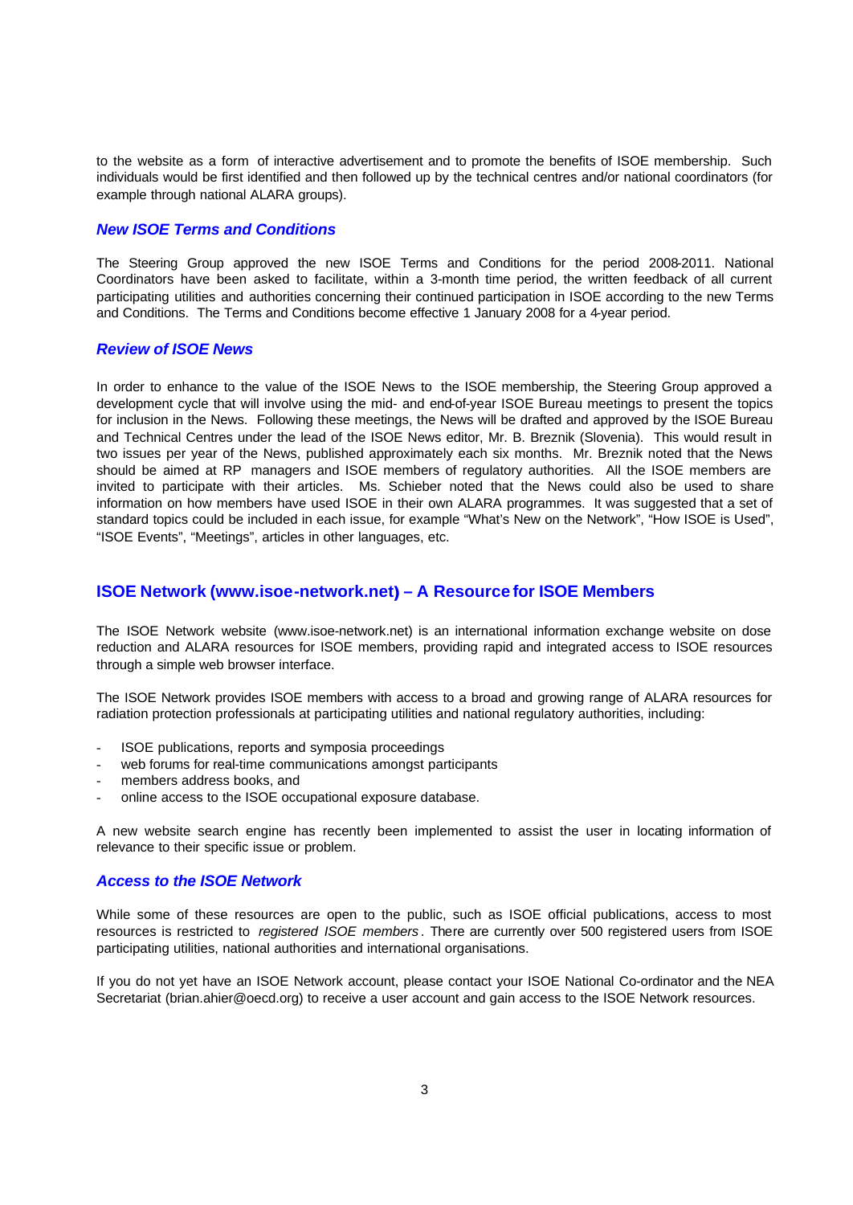to the website as a form of interactive advertisement and to promote the benefits of ISOE membership. Such individuals would be first identified and then followed up by the technical centres and/or national coordinators (for example through national ALARA groups).

### *New ISOE Terms and Conditions*

The Steering Group approved the new ISOE Terms and Conditions for the period 2008-2011. National Coordinators have been asked to facilitate, within a 3-month time period, the written feedback of all current participating utilities and authorities concerning their continued participation in ISOE according to the new Terms and Conditions. The Terms and Conditions become effective 1 January 2008 for a 4-year period.

### *Review of ISOE News*

In order to enhance to the value of the ISOE News to the ISOE membership, the Steering Group approved a development cycle that will involve using the mid- and end-of-year ISOE Bureau meetings to present the topics for inclusion in the News. Following these meetings, the News will be drafted and approved by the ISOE Bureau and Technical Centres under the lead of the ISOE News editor, Mr. B. Breznik (Slovenia). This would result in two issues per year of the News, published approximately each six months. Mr. Breznik noted that the News should be aimed at RP managers and ISOE members of regulatory authorities. All the ISOE members are invited to participate with their articles. Ms. Schieber noted that the News could also be used to share information on how members have used ISOE in their own ALARA programmes. It was suggested that a set of standard topics could be included in each issue, for example "What's New on the Network", "How ISOE is Used", "ISOE Events", "Meetings", articles in other languages, etc.

## ISOE Network (www.isoe-network.net) – A Resource for ISOE Members

The ISOE Network website (www.isoe-network.net) is an international information exchange website on dose reduction and ALARA resources for ISOE members, providing rapid and integrated access to ISOE resources through a simple web browser interface.

The ISOE Network provides ISOE members with access to a broad and growing range of ALARA resources for radiation protection professionals at participating utilities and national regulatory authorities, including:

- ISOE publications, reports and symposia proceedings
- web forums for real-time communications amongst participants
- members address books, and
- online access to the ISOE occupational exposure database.

A new website search engine has recently been implemented to assist the user in locating information of relevance to their specific issue or problem.

### *Access to the ISOE Network*

While some of these resources are open to the public, such as ISOE official publications, access to most resources is restricted to *registered ISOE members*. There are currently over 500 registered users from ISOE participating utilities, national authorities and international organisations.

If you do not yet have an ISOE Network account, please contact your ISOE National Co-ordinator and the NEA Secretariat (brian.ahier@oecd.org) to receive a user account and gain access to the ISOE Network resources.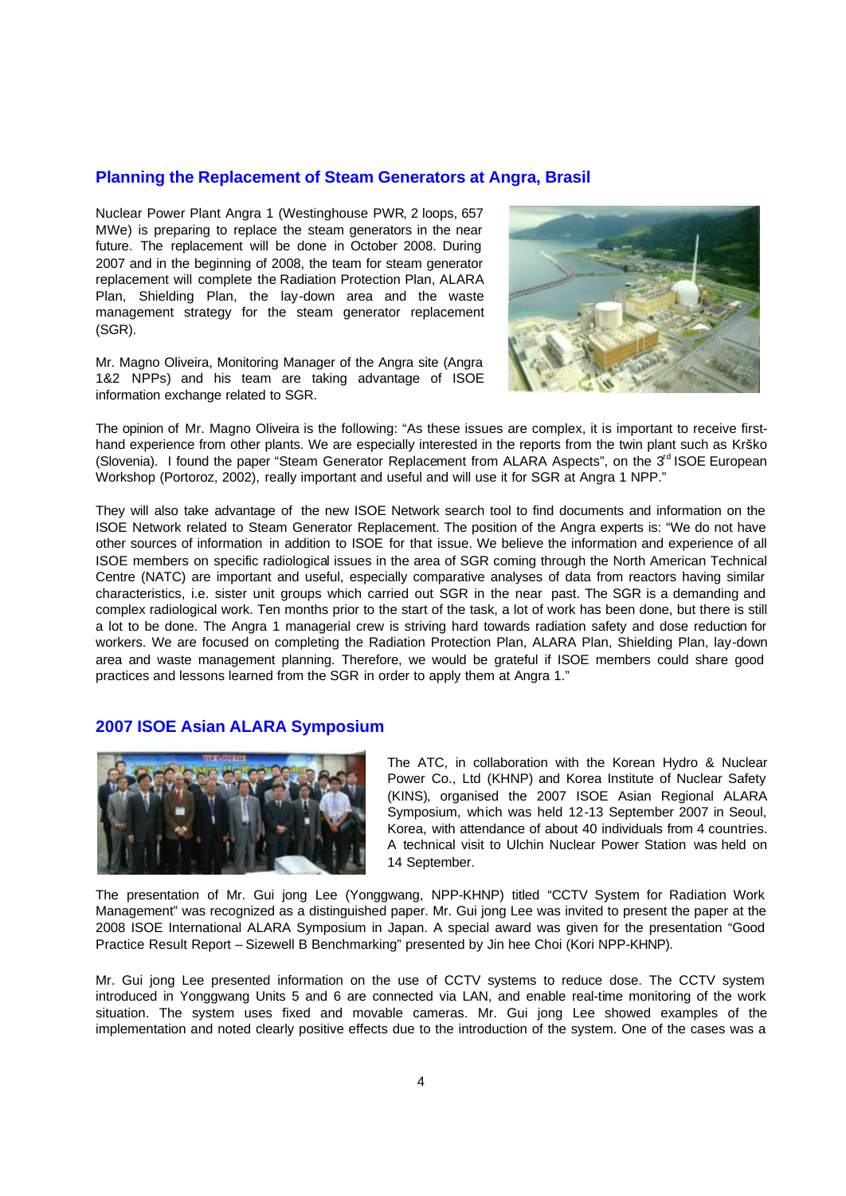## Planning the Replacement of Steam Generators at Angra, Brasil

Nuclear Power Plant Angra 1 (Westinghouse PWR, 2 loops, 657 MWe) is preparing to replace the steam generators in the near future. The replacement will be done in October 2008. During 2007 and in the beginning of 2008, the team for steam generator replacement will complete the Radiation Protection Plan, ALARA Plan, Shielding Plan, the lay-down area and the waste management strategy for the steam generator replacement (SGR).

Mr. Magno Oliveira, Monitoring Manager of the Angra site (Angra 1&2 NPPs) and his team are taking advantage of ISOE information exchange related to SGR.

The opinion of Mr. Magno Oliveira is the following: "As these issues are complex, it is important to receive first-hand experience from other plants. We are especially interested in the reports from the twin plant such as Krško (Slovenia). I found the paper "Steam Generator Replacement from ALARA Aspects", on the 3rd ISOE European Workshop (Portoroz, 2002), really important and useful and will use it for SGR at Angra 1 NPP."

They will also take advantage of the new ISOE Network search tool to find documents and information on the ISOE Network related to Steam Generator Replacement. The position of the Angra experts is: "We do not have other sources of information in addition to ISOE for that issue. We believe the information and experience of all ISOE members on specific radiological issues in the area of SGR coming through the North American Technical Centre (NATC) are important and useful, especially comparative analyses of data from reactors having similar characteristics, i.e. sister unit groups which carried out SGR in the near past. The SGR is a demanding and complex radiological work. Ten months prior to the start of the task, a lot of work has been done, but there is still a lot to be done. The Angra 1 managerial crew is striving hard towards radiation safety and dose reduction for workers. We are focused on completing the Radiation Protection Plan, ALARA Plan, Shielding Plan, lay-down area and waste management planning. Therefore, we would be grateful if ISOE members could share good practices and lessons learned from the SGR in order to apply them at Angra 1."

## 2007 ISOE Asian ALARA Symposium

The ATC, in collaboration with the Korean Hydro & Nuclear Power Co., Ltd (KHNP) and Korea Institute of Nuclear Safety (KINS), organised the 2007 ISOE Asian Regional ALARA Symposium, which was held 12-13 September 2007 in Seoul, Korea, with attendance of about 40 individuals from 4 countries. A technical visit to Ulchin Nuclear Power Station was held on 14 September.

The presentation of Mr. Gui jong Lee (Yonggwang, NPP-KHNP) titled "CCTV System for Radiation Work Management" was recognized as a distinguished paper. Mr. Gui jong Lee was invited to present the paper at the 2008 ISOE International ALARA Symposium in Japan. A special award was given for the presentation "Good Practice Result Report – Sizewell B Benchmarking" presented by Jin hee Choi (Kori NPP-KHNP).

Mr. Gui jong Lee presented information on the use of CCTV systems to reduce dose. The CCTV system introduced in Yonggwang Units 5 and 6 are connected via LAN, and enable real-time monitoring of the work situation. The system uses fixed and movable cameras. Mr. Gui jong Lee showed examples of the implementation and noted clearly positive effects due to the introduction of the system. One of the cases was a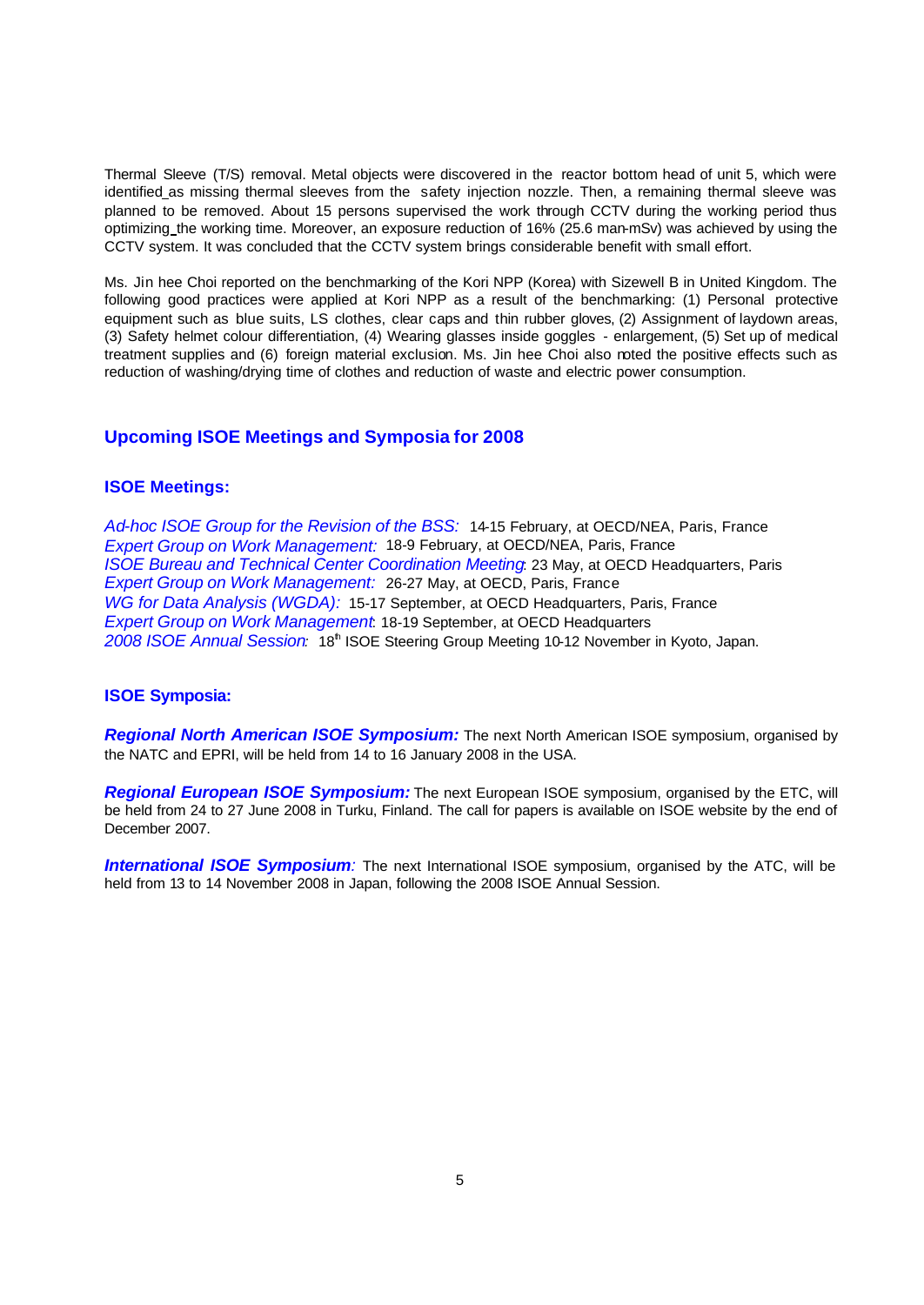Thermal Sleeve (T/S) removal. Metal objects were discovered in the reactor bottom head of unit 5, which were identified as missing thermal sleeves from the safety injection nozzle. Then, a remaining thermal sleeve was planned to be removed. About 15 persons supervised the work through CCTV during the working period thus optimizing the working time. Moreover, an exposure reduction of 16% (25.6 man-mSv) was achieved by using the CCTV system. It was concluded that the CCTV system brings considerable benefit with small effort.

Ms. Jin hee Choi reported on the benchmarking of the Kori NPP (Korea) with Sizewell B in United Kingdom. The following good practices were applied at Kori NPP as a result of the benchmarking: (1) Personal protective equipment such as blue suits, LS clothes, clear caps and thin rubber gloves, (2) Assignment of laydown areas, (3) Safety helmet colour differentiation, (4) Wearing glasses inside goggles - enlargement, (5) Set up of medical treatment supplies and (6) foreign material exclusion. Ms. Jin hee Choi also noted the positive effects such as reduction of washing/drying time of clothes and reduction of waste and electric power consumption.

## Upcoming ISOE Meetings and Symposia for 2008

### ISOE Meetings:

*Ad-hoc ISOE Group for the Revision of the BSS:* 14-15 February, at OECD/NEA, Paris, France
*Expert Group on Work Management:* 18-9 February, at OECD/NEA, Paris, France
*ISOE Bureau and Technical Center Coordination Meeting*: 23 May, at OECD Headquarters, Paris
*Expert Group on Work Management:* 26-27 May, at OECD, Paris, France
*WG for Data Analysis (WGDA):* 15-17 September, at OECD Headquarters, Paris, France
*Expert Group on Work Management*: 18-19 September, at OECD Headquarters
*2008 ISOE Annual Session:* 18th ISOE Steering Group Meeting 10-12 November in Kyoto, Japan.

### ISOE Symposia:

***Regional North American ISOE Symposium:*** The next North American ISOE symposium, organised by the NATC and EPRI, will be held from 14 to 16 January 2008 in the USA.

***Regional European ISOE Symposium:*** The next European ISOE symposium, organised by the ETC, will be held from 24 to 27 June 2008 in Turku, Finland. The call for papers is available on ISOE website by the end of December 2007.

***International ISOE Symposium****:* The next International ISOE symposium, organised by the ATC, will be held from 13 to 14 November 2008 in Japan, following the 2008 ISOE Annual Session.